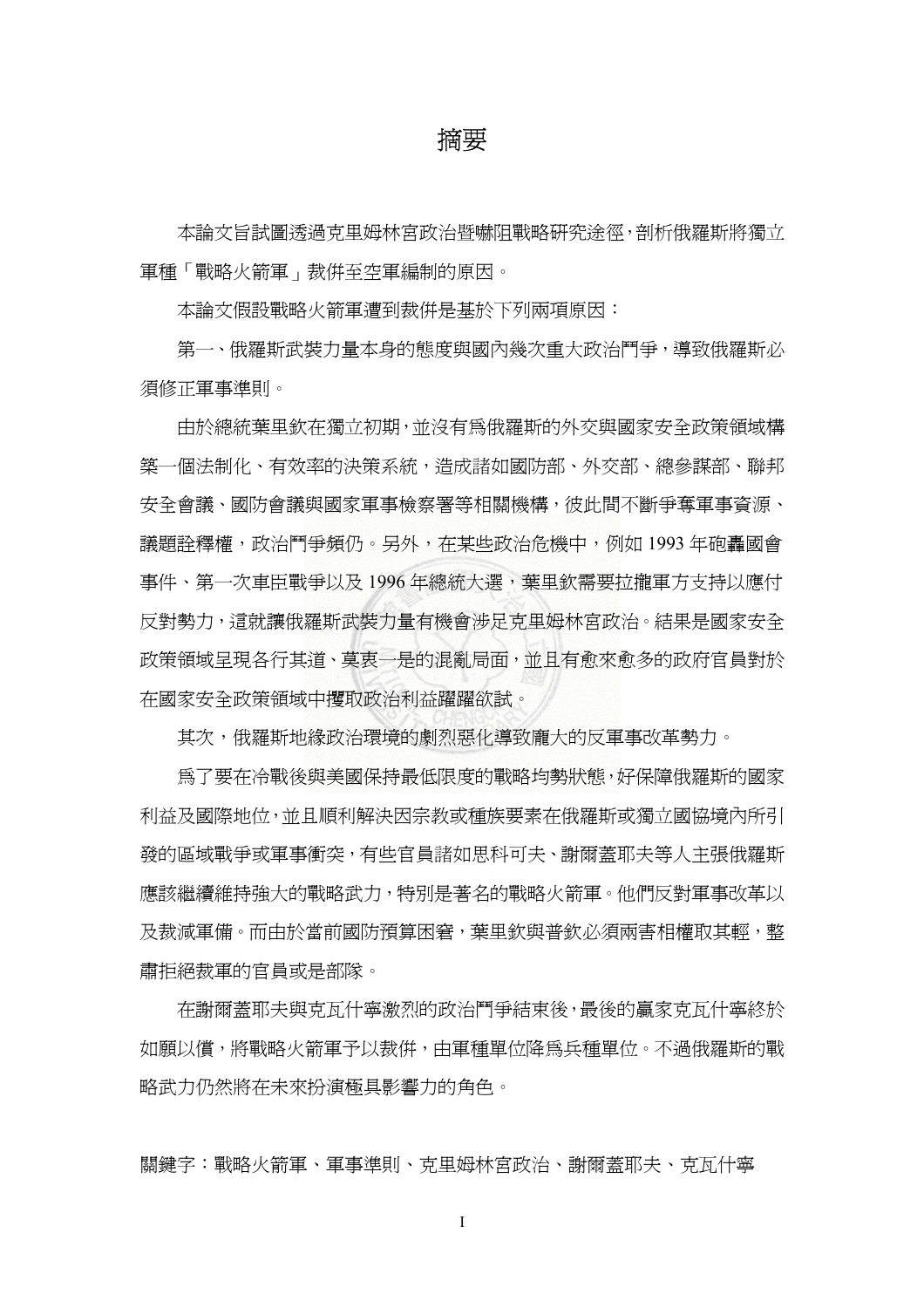# 摘要

本論文旨試圖透過克里姆林宮政治暨嚇阻戰略研究途徑，剖析俄羅斯將獨立軍種「戰略火箭軍」裁併至空軍編制的原因。

本論文假設戰略火箭軍遭到裁併是基於下列兩項原因：

第一、俄羅斯武裝力量本身的態度與國內幾次重大政治鬥爭，導致俄羅斯必須修正軍事準則。

由於總統葉里欽在獨立初期，並沒有爲俄羅斯的外交與國家安全政策領域構築一個法制化、有效率的決策系統，造成諸如國防部、外交部、總參謀部、聯邦安全會議、國防會議與國家軍事檢察署等相關機構，彼此間不斷爭奪軍事資源、議題詮釋權，政治鬥爭頻仍。另外，在某些政治危機中，例如 1993 年砲轟國會事件、第一次車臣戰爭以及 1996 年總統大選，葉里欽需要拉攏軍方支持以應付反對勢力，這就讓俄羅斯武裝力量有機會涉足克里姆林宮政治。結果是國家安全政策領域呈現各行其道、莫衷一是的混亂局面，並且有愈來愈多的政府官員對於在國家安全政策領域中攫取政治利益躍躍欲試。

其次，俄羅斯地緣政治環境的劇烈惡化導致龐大的反軍事改革勢力。

爲了要在冷戰後與美國保持最低限度的戰略均勢狀態，好保障俄羅斯的國家利益及國際地位，並且順利解決因宗教或種族要素在俄羅斯或獨立國協境內所引發的區域戰爭或軍事衝突，有些官員諸如思科可夫、謝爾蓋耶夫等人主張俄羅斯應該繼續維持強大的戰略武力，特別是著名的戰略火箭軍。他們反對軍事改革以及裁減軍備。而由於當前國防預算困窘，葉里欽與普欽必須兩害相權取其輕，整肅拒絕裁軍的官員或是部隊。

在謝爾蓋耶夫與克瓦什寧激烈的政治鬥爭結束後，最後的贏家克瓦什寧終於如願以償，將戰略火箭軍予以裁併，由軍種單位降爲兵種單位。不過俄羅斯的戰略武力仍然將在未來扮演極具影響力的角色。

關鍵字：戰略火箭軍、軍事準則、克里姆林宮政治、謝爾蓋耶夫、克瓦什寧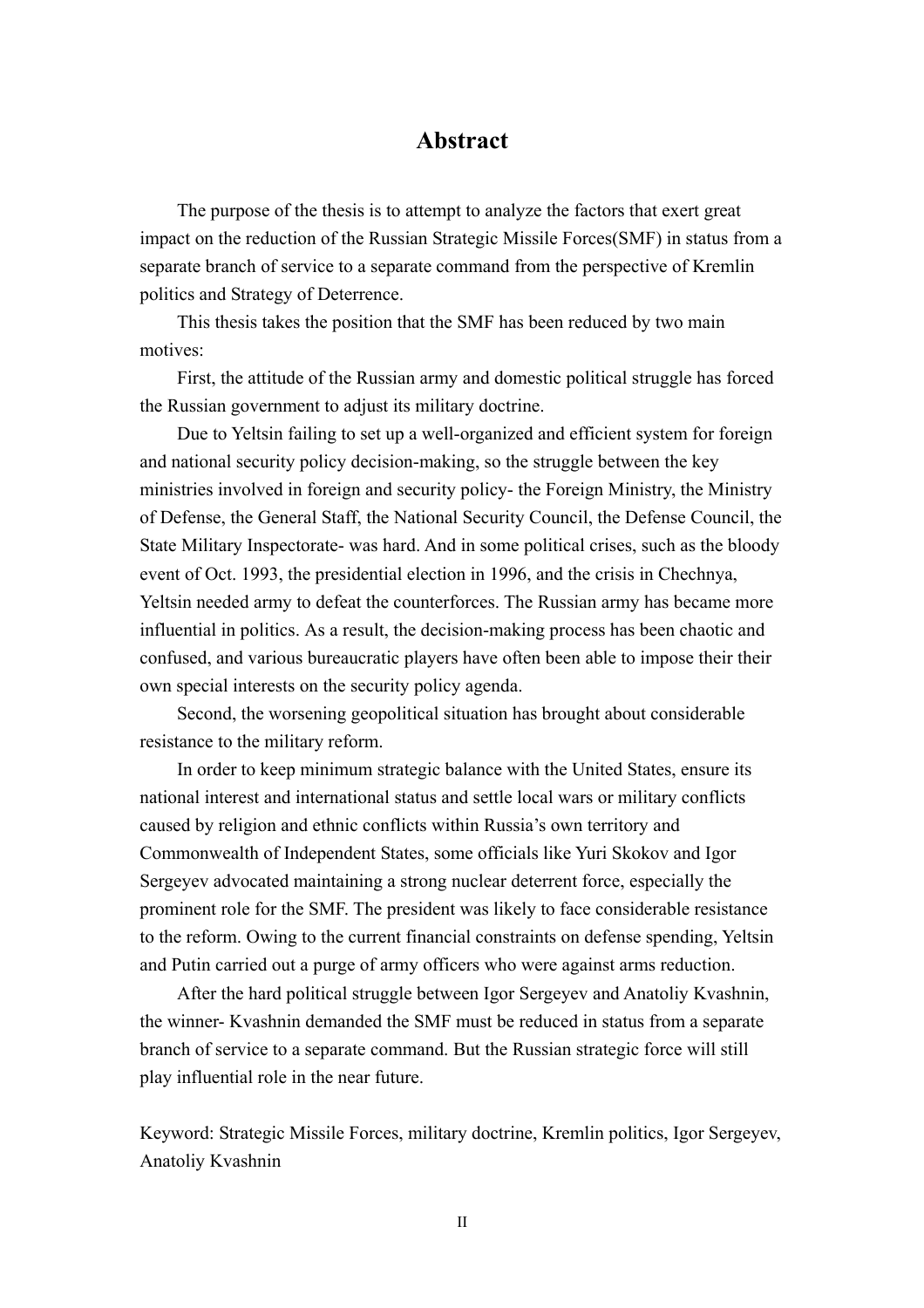# Abstract

The purpose of the thesis is to attempt to analyze the factors that exert great impact on the reduction of the Russian Strategic Missile Forces(SMF) in status from a separate branch of service to a separate command from the perspective of Kremlin politics and Strategy of Deterrence.

This thesis takes the position that the SMF has been reduced by two main motives:

First, the attitude of the Russian army and domestic political struggle has forced the Russian government to adjust its military doctrine.

Due to Yeltsin failing to set up a well-organized and efficient system for foreign and national security policy decision-making, so the struggle between the key ministries involved in foreign and security policy- the Foreign Ministry, the Ministry of Defense, the General Staff, the National Security Council, the Defense Council, the State Military Inspectorate- was hard. And in some political crises, such as the bloody event of Oct. 1993, the presidential election in 1996, and the crisis in Chechnya, Yeltsin needed army to defeat the counterforces. The Russian army has became more influential in politics. As a result, the decision-making process has been chaotic and confused, and various bureaucratic players have often been able to impose their their own special interests on the security policy agenda.

Second, the worsening geopolitical situation has brought about considerable resistance to the military reform.

In order to keep minimum strategic balance with the United States, ensure its national interest and international status and settle local wars or military conflicts caused by religion and ethnic conflicts within Russia's own territory and Commonwealth of Independent States, some officials like Yuri Skokov and Igor Sergeyev advocated maintaining a strong nuclear deterrent force, especially the prominent role for the SMF. The president was likely to face considerable resistance to the reform. Owing to the current financial constraints on defense spending, Yeltsin and Putin carried out a purge of army officers who were against arms reduction.

After the hard political struggle between Igor Sergeyev and Anatoliy Kvashnin, the winner- Kvashnin demanded the SMF must be reduced in status from a separate branch of service to a separate command. But the Russian strategic force will still play influential role in the near future.

Keyword: Strategic Missile Forces, military doctrine, Kremlin politics, Igor Sergeyev, Anatoliy Kvashnin